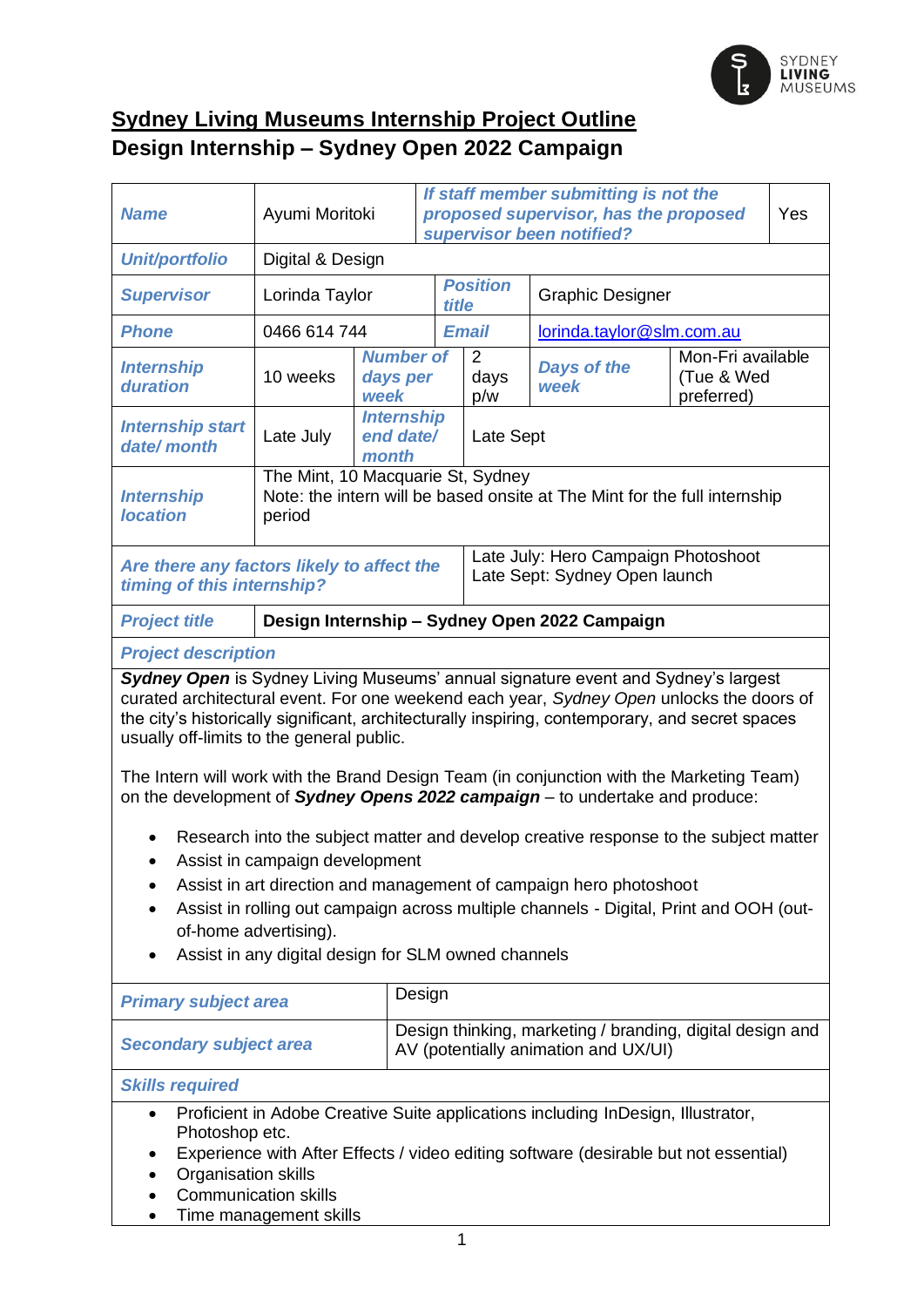# Sydney Living Museums Internship Project Outline

## Design Internship – Sydney Open 2022 Campaign

| | | | | | |
|---|---|---|---|---|---|
| ***Name*** | Ayumi Moritoki | ***If staff member submitting is not the proposed supervisor, has the proposed supervisor been notified?*** | | | Yes |
| ***Unit/portfolio*** | Digital & Design | | | | |
| ***Supervisor*** | Lorinda Taylor | ***Position title*** | Graphic Designer | | |
| ***Phone*** | 0466 614 744 | ***Email*** | lorinda.taylor@slm.com.au | | |
| ***Internship duration*** | 10 weeks | ***Number of days per week*** | 2 days p/w | ***Days of the week*** | Mon-Fri available (Tue & Wed preferred) |
| ***Internship start date/ month*** | Late July | ***Internship end date/ month*** | Late Sept | | |
| ***Internship location*** | The Mint, 10 Macquarie St, Sydney<br>Note: the intern will be based onsite at The Mint for the full internship period | | | | |
| ***Are there any factors likely to affect the timing of this internship?*** | | | Late July: Hero Campaign Photoshoot<br>Late Sept: Sydney Open launch | | |
| ***Project title*** | **Design Internship – Sydney Open 2022 Campaign** | | | | |

***Project description***

***Sydney Open*** is Sydney Living Museums' annual signature event and Sydney's largest curated architectural event. For one weekend each year, *Sydney Open* unlocks the doors of the city's historically significant, architecturally inspiring, contemporary, and secret spaces usually off-limits to the general public.

The Intern will work with the Brand Design Team (in conjunction with the Marketing Team) on the development of ***Sydney Opens 2022 campaign*** – to undertake and produce:

- Research into the subject matter and develop creative response to the subject matter
- Assist in campaign development
- Assist in art direction and management of campaign hero photoshoot
- Assist in rolling out campaign across multiple channels - Digital, Print and OOH (out-of-home advertising).
- Assist in any digital design for SLM owned channels

| | |
|---|---|
| ***Primary subject area*** | Design |
| ***Secondary subject area*** | Design thinking, marketing / branding, digital design and AV (potentially animation and UX/UI) |

***Skills required***

- Proficient in Adobe Creative Suite applications including InDesign, Illustrator, Photoshop etc.
- Experience with After Effects / video editing software (desirable but not essential)
- Organisation skills
- Communication skills
- Time management skills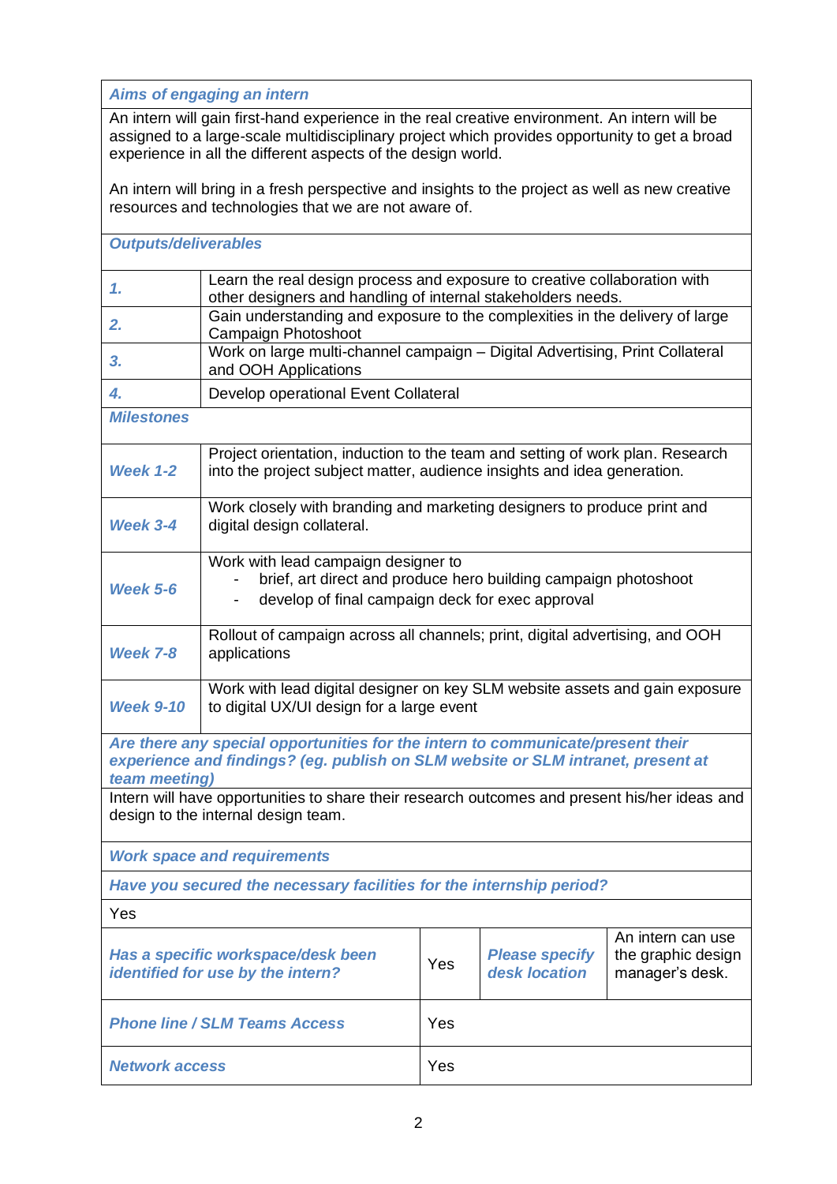***Aims of engaging an intern***

An intern will gain first-hand experience in the real creative environment. An intern will be assigned to a large-scale multidisciplinary project which provides opportunity to get a broad experience in all the different aspects of the design world.

An intern will bring in a fresh perspective and insights to the project as well as new creative resources and technologies that we are not aware of.

***Outputs/deliverables***

| | |
|---|---|
| ***1.*** | Learn the real design process and exposure to creative collaboration with other designers and handling of internal stakeholders needs. |
| ***2.*** | Gain understanding and exposure to the complexities in the delivery of large Campaign Photoshoot |
| ***3.*** | Work on large multi-channel campaign – Digital Advertising, Print Collateral and OOH Applications |
| ***4.*** | Develop operational Event Collateral |

***Milestones***

| | |
|---|---|
| ***Week 1-2*** | Project orientation, induction to the team and setting of work plan. Research into the project subject matter, audience insights and idea generation. |
| ***Week 3-4*** | Work closely with branding and marketing designers to produce print and digital design collateral. |
| ***Week 5-6*** | Work with lead campaign designer to<br>- brief, art direct and produce hero building campaign photoshoot<br>- develop of final campaign deck for exec approval |
| ***Week 7-8*** | Rollout of campaign across all channels; print, digital advertising, and OOH applications |
| ***Week 9-10*** | Work with lead digital designer on key SLM website assets and gain exposure to digital UX/UI design for a large event |

***Are there any special opportunities for the intern to communicate/present their experience and findings? (eg. publish on SLM website or SLM intranet, present at team meeting)***

Intern will have opportunities to share their research outcomes and present his/her ideas and design to the internal design team.

***Work space and requirements***

***Have you secured the necessary facilities for the internship period?***

Yes

| | | | |
|---|---|---|---|
| ***Has a specific workspace/desk been identified for use by the intern?*** | Yes | ***Please specify desk location*** | An intern can use the graphic design manager's desk. |
| ***Phone line / SLM Teams Access*** | Yes | | |
| ***Network access*** | Yes | | |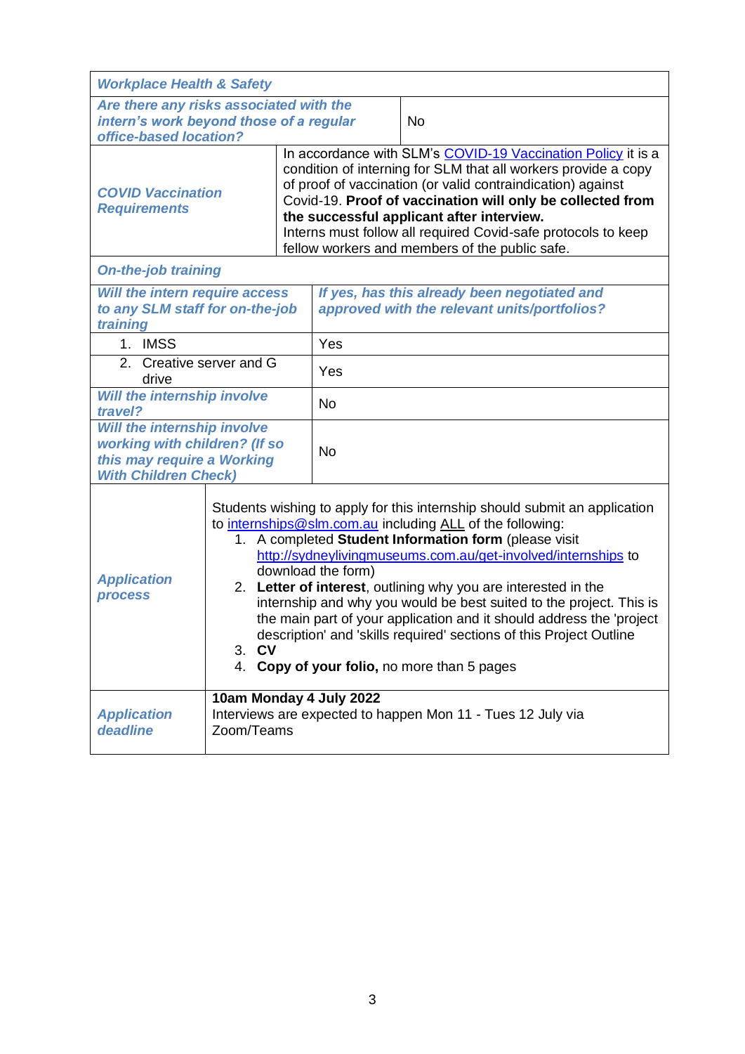| | |
|---|---|
| ***Workplace Health & Safety*** | |
| ***Are there any risks associated with the intern's work beyond those of a regular office-based location?*** | No |
| ***COVID Vaccination Requirements*** | In accordance with SLM's [COVID-19 Vaccination Policy]() it is a condition of interning for SLM that all workers provide a copy of proof of vaccination (or valid contraindication) against Covid-19. **Proof of vaccination will only be collected from the successful applicant after interview.** Interns must follow all required Covid-safe protocols to keep fellow workers and members of the public safe. |
| ***On-the-job training*** | |
| ***Will the intern require access to any SLM staff for on-the-job training*** | ***If yes, has this already been negotiated and approved with the relevant units/portfolios?*** |
| 1. IMSS | Yes |
| 2. Creative server and G drive | Yes |
| ***Will the internship involve travel?*** | No |
| ***Will the internship involve working with children? (If so this may require a Working With Children Check)*** | No |
| ***Application process*** | Students wishing to apply for this internship should submit an application to [internships@slm.com.au](mailto:internships@slm.com.au) including ALL of the following:<br>1. A completed **Student Information form** (please visit [http://sydneylivingmuseums.com.au/get-involved/internships](http://sydneylivingmuseums.com.au/get-involved/internships) to download the form)<br>2. **Letter of interest**, outlining why you are interested in the internship and why you would be best suited to the project. This is the main part of your application and it should address the 'project description' and 'skills required' sections of this Project Outline<br>3. **CV**<br>4. **Copy of your folio,** no more than 5 pages |
| ***Application deadline*** | **10am Monday 4 July 2022**<br>Interviews are expected to happen Mon 11 - Tues 12 July via Zoom/Teams |